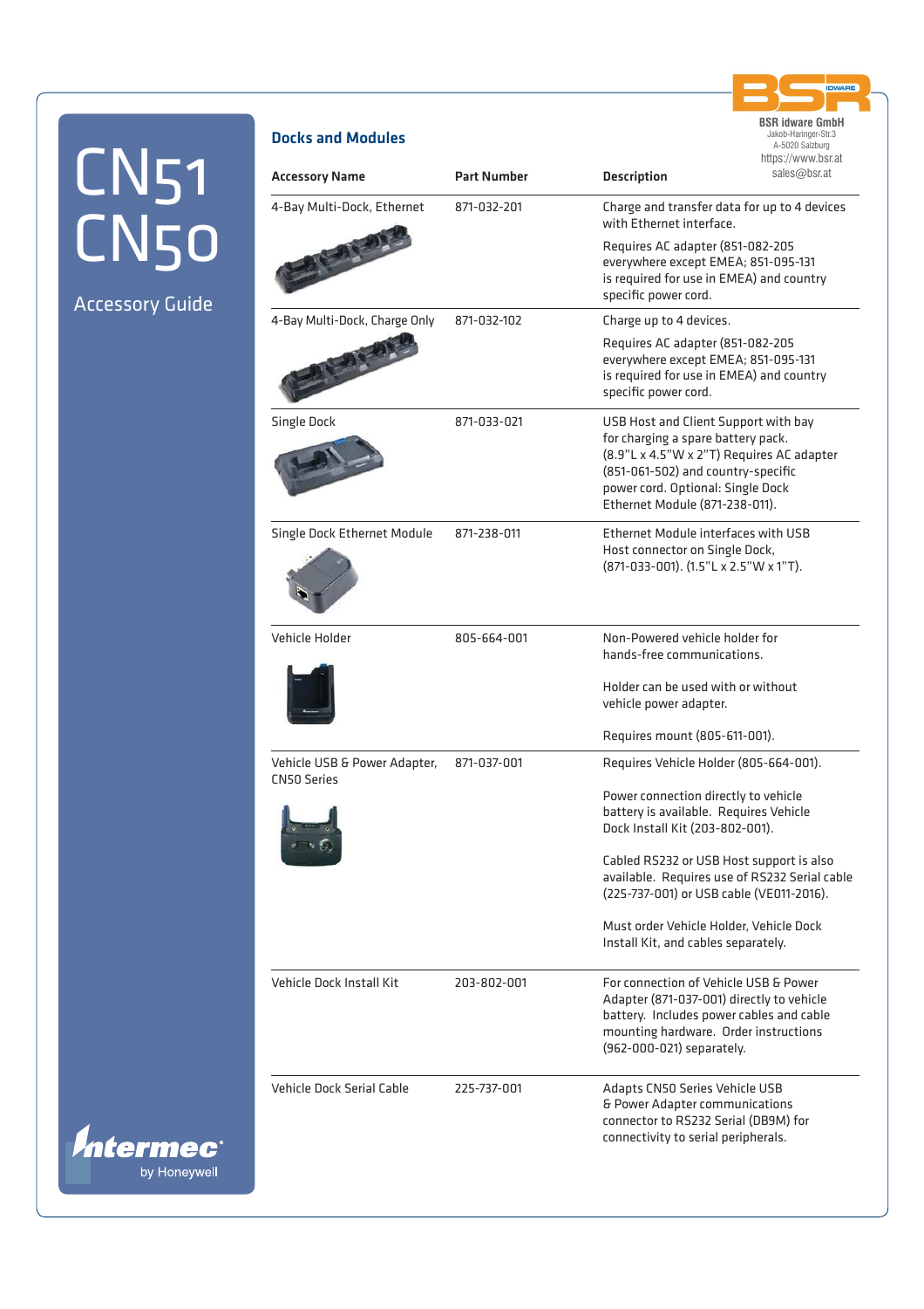# CN51 CN50

## Accessory Guide

BSR idware GmbH
Jakob-Haringer-Str.3
A-5020 Salzburg
https://www.bsr.at
sales@bsr.at

### Docks and Modules

| Accessory Name | Part Number | Description |
|---|---|---|
| 4-Bay Multi-Dock, Ethernet | 871-032-201 | Charge and transfer data for up to 4 devices with Ethernet interface. Requires AC adapter (851-082-205 everywhere except EMEA; 851-095-131 is required for use in EMEA) and country specific power cord. |
| 4-Bay Multi-Dock, Charge Only | 871-032-102 | Charge up to 4 devices. Requires AC adapter (851-082-205 everywhere except EMEA; 851-095-131 is required for use in EMEA) and country specific power cord. |
| Single Dock | 871-033-021 | USB Host and Client Support with bay for charging a spare battery pack. (8.9"L x 4.5"W x 2"T) Requires AC adapter (851-061-502) and country-specific power cord. Optional: Single Dock Ethernet Module (871-238-011). |
| Single Dock Ethernet Module | 871-238-011 | Ethernet Module interfaces with USB Host connector on Single Dock, (871-033-001). (1.5"L x 2.5"W x 1"T). |
| Vehicle Holder | 805-664-001 | Non-Powered vehicle holder for hands-free communications. Holder can be used with or without vehicle power adapter. Requires mount (805-611-001). |
| Vehicle USB & Power Adapter, CN50 Series | 871-037-001 | Requires Vehicle Holder (805-664-001). Power connection directly to vehicle battery is available. Requires Vehicle Dock Install Kit (203-802-001). Cabled RS232 or USB Host support is also available. Requires use of RS232 Serial cable (225-737-001) or USB cable (VE011-2016). Must order Vehicle Holder, Vehicle Dock Install Kit, and cables separately. |
| Vehicle Dock Install Kit | 203-802-001 | For connection of Vehicle USB & Power Adapter (871-037-001) directly to vehicle battery. Includes power cables and cable mounting hardware. Order instructions (962-000-021) separately. |
| Vehicle Dock Serial Cable | 225-737-001 | Adapts CN50 Series Vehicle USB & Power Adapter communications connector to RS232 Serial (DB9M) for connectivity to serial peripherals. |

Intermec by Honeywell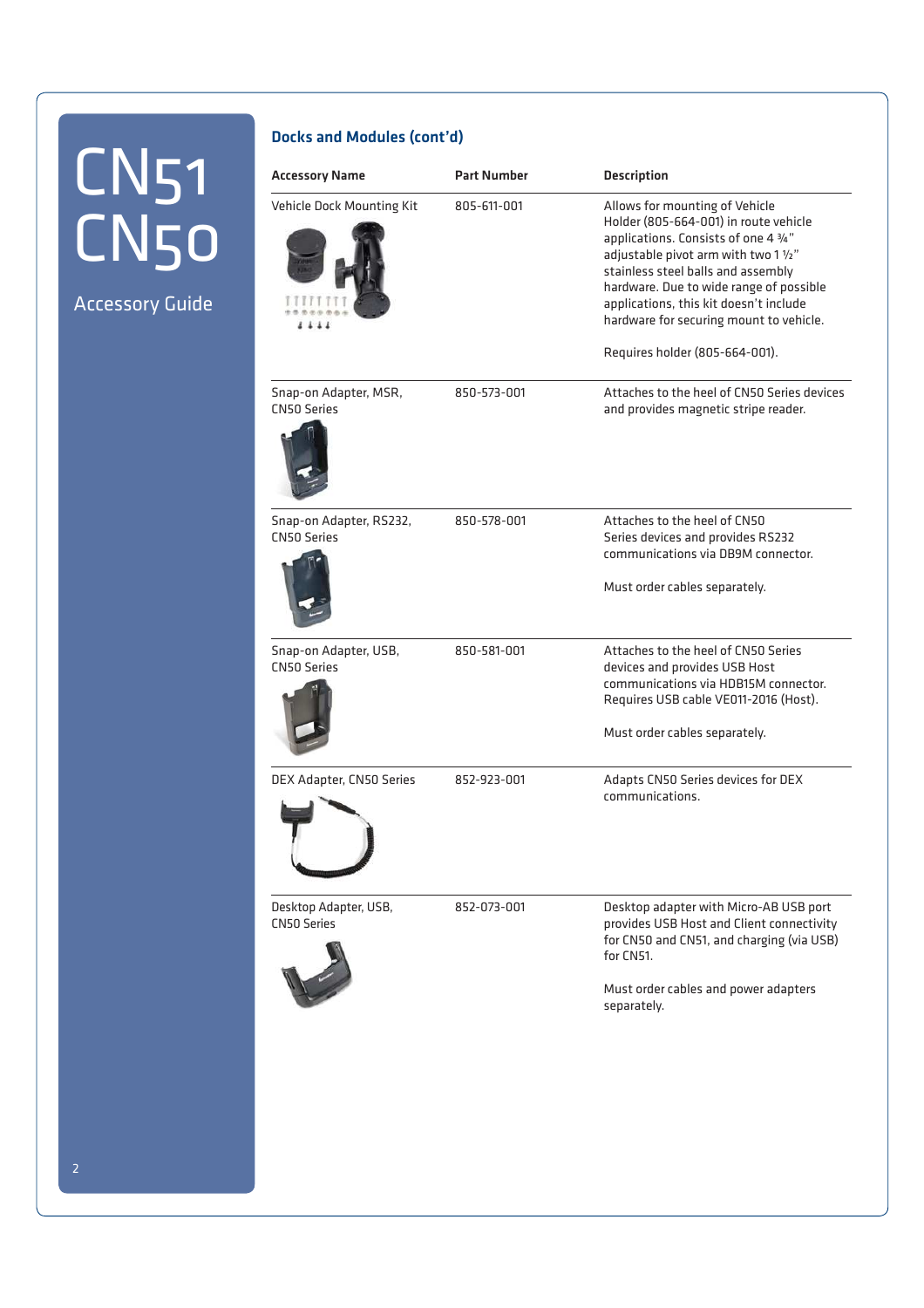CN51
CN50

Accessory Guide

## Docks and Modules (cont'd)

| Accessory Name | Part Number | Description |
|---|---|---|
| Vehicle Dock Mounting Kit | 805-611-001 | Allows for mounting of Vehicle Holder (805-664-001) in route vehicle applications. Consists of one 4 ¾" adjustable pivot arm with two 1 ½" stainless steel balls and assembly hardware. Due to wide range of possible applications, this kit doesn't include hardware for securing mount to vehicle.<br><br>Requires holder (805-664-001). |
| Snap-on Adapter, MSR, CN50 Series | 850-573-001 | Attaches to the heel of CN50 Series devices and provides magnetic stripe reader. |
| Snap-on Adapter, RS232, CN50 Series | 850-578-001 | Attaches to the heel of CN50 Series devices and provides RS232 communications via DB9M connector.<br><br>Must order cables separately. |
| Snap-on Adapter, USB, CN50 Series | 850-581-001 | Attaches to the heel of CN50 Series devices and provides USB Host communications via HDB15M connector. Requires USB cable VE011-2016 (Host).<br><br>Must order cables separately. |
| DEX Adapter, CN50 Series | 852-923-001 | Adapts CN50 Series devices for DEX communications. |
| Desktop Adapter, USB, CN50 Series | 852-073-001 | Desktop adapter with Micro-AB USB port provides USB Host and Client connectivity for CN50 and CN51, and charging (via USB) for CN51.<br><br>Must order cables and power adapters separately. |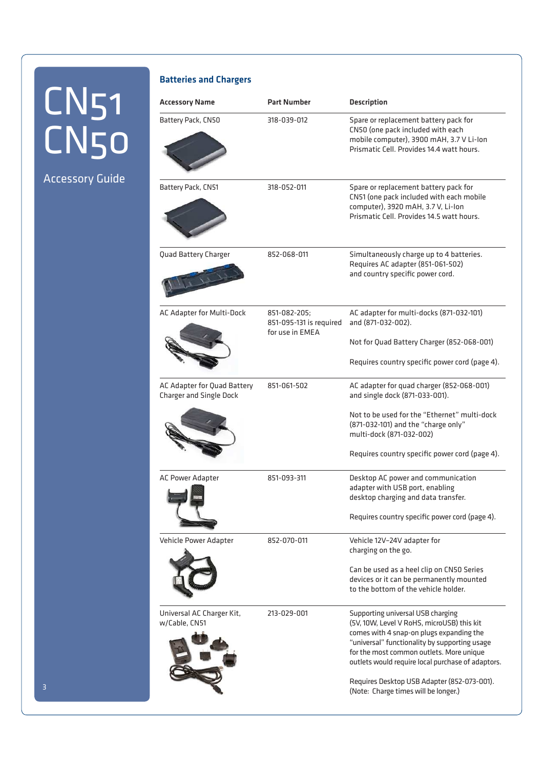# CN51 CN50

Accessory Guide

## Batteries and Chargers

| Accessory Name | Part Number | Description |
|---|---|---|
| Battery Pack, CN50 | 318-039-012 | Spare or replacement battery pack for CN50 (one pack included with each mobile computer), 3900 mAH, 3.7 V Li-Ion Prismatic Cell. Provides 14.4 watt hours. |
| Battery Pack, CN51 | 318-052-011 | Spare or replacement battery pack for CN51 (one pack included with each mobile computer), 3920 mAH, 3.7 V, Li-Ion Prismatic Cell. Provides 14.5 watt hours. |
| Quad Battery Charger | 852-068-011 | Simultaneously charge up to 4 batteries. Requires AC adapter (851-061-502) and country specific power cord. |
| AC Adapter for Multi-Dock | 851-082-205; 851-095-131 is required for use in EMEA | AC adapter for multi-docks (871-032-101) and (871-032-002). Not for Quad Battery Charger (852-068-001) Requires country specific power cord (page 4). |
| AC Adapter for Quad Battery Charger and Single Dock | 851-061-502 | AC adapter for quad charger (852-068-001) and single dock (871-033-001). Not to be used for the "Ethernet" multi-dock (871-032-101) and the "charge only" multi-dock (871-032-002) Requires country specific power cord (page 4). |
| AC Power Adapter | 851-093-311 | Desktop AC power and communication adapter with USB port, enabling desktop charging and data transfer. Requires country specific power cord (page 4). |
| Vehicle Power Adapter | 852-070-011 | Vehicle 12V–24V adapter for charging on the go. Can be used as a heel clip on CN50 Series devices or it can be permanently mounted to the bottom of the vehicle holder. |
| Universal AC Charger Kit, w/Cable, CN51 | 213-029-001 | Supporting universal USB charging (5V, 10W, Level V RoHS, microUSB) this kit comes with 4 snap-on plugs expanding the "universal" functionality by supporting usage for the most common outlets. More unique outlets would require local purchase of adaptors. Requires Desktop USB Adapter (852-073-001). (Note: Charge times will be longer.) |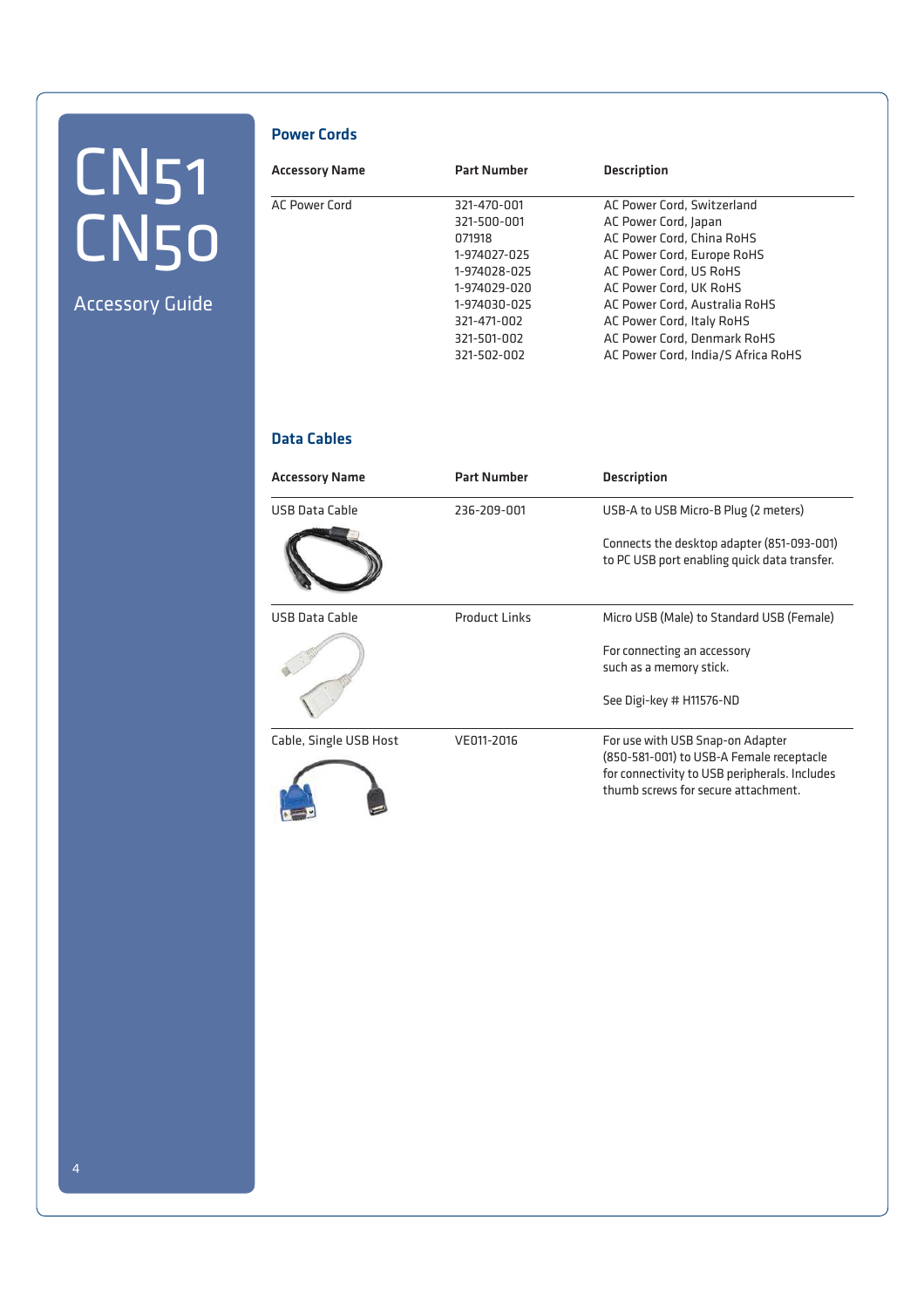# CN51 CN50

Accessory Guide

## Power Cords

| Accessory Name | Part Number | Description |
|---|---|---|
| AC Power Cord | 321-470-001 | AC Power Cord, Switzerland |
| | 321-500-001 | AC Power Cord, Japan |
| | 071918 | AC Power Cord, China RoHS |
| | 1-974027-025 | AC Power Cord, Europe RoHS |
| | 1-974028-025 | AC Power Cord, US RoHS |
| | 1-974029-020 | AC Power Cord, UK RoHS |
| | 1-974030-025 | AC Power Cord, Australia RoHS |
| | 321-471-002 | AC Power Cord, Italy RoHS |
| | 321-501-002 | AC Power Cord, Denmark RoHS |
| | 321-502-002 | AC Power Cord, India/S Africa RoHS |

## Data Cables

| Accessory Name | Part Number | Description |
|---|---|---|
| USB Data Cable | 236-209-001 | USB-A to USB Micro-B Plug (2 meters)<br><br>Connects the desktop adapter (851-093-001) to PC USB port enabling quick data transfer. |
| USB Data Cable | Product Links | Micro USB (Male) to Standard USB (Female)<br><br>For connecting an accessory such as a memory stick.<br><br>See Digi-key # H11576-ND |
| Cable, Single USB Host | VE011-2016 | For use with USB Snap-on Adapter (850-581-001) to USB-A Female receptacle for connectivity to USB peripherals. Includes thumb screws for secure attachment. |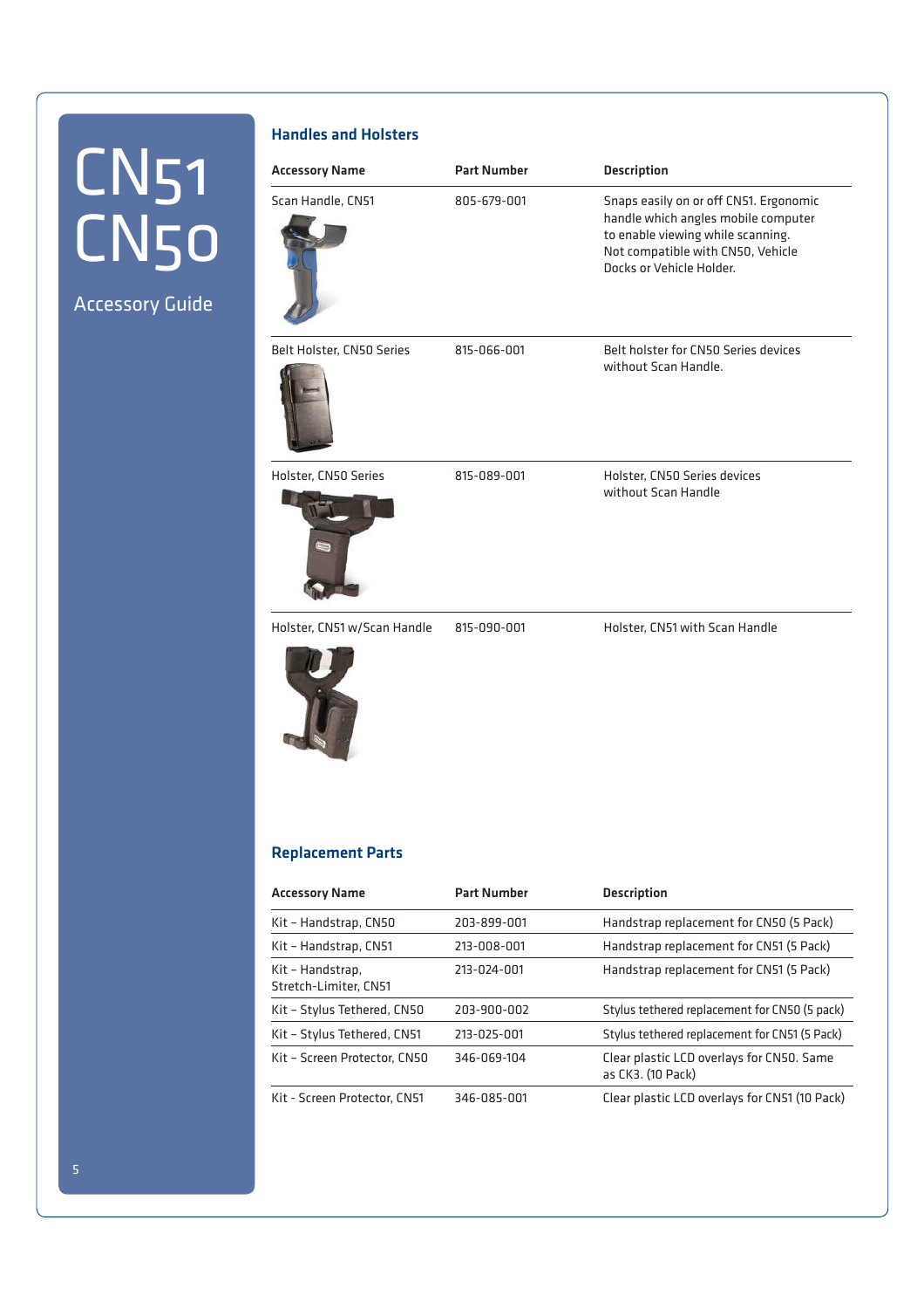# CN51 CN50

Accessory Guide

## Handles and Holsters

| Accessory Name | Part Number | Description |
|---|---|---|
| Scan Handle, CN51 | 805-679-001 | Snaps easily on or off CN51. Ergonomic handle which angles mobile computer to enable viewing while scanning. Not compatible with CN50, Vehicle Docks or Vehicle Holder. |
| Belt Holster, CN50 Series | 815-066-001 | Belt holster for CN50 Series devices without Scan Handle. |
| Holster, CN50 Series | 815-089-001 | Holster, CN50 Series devices without Scan Handle |
| Holster, CN51 w/Scan Handle | 815-090-001 | Holster, CN51 with Scan Handle |

## Replacement Parts

| Accessory Name | Part Number | Description |
|---|---|---|
| Kit – Handstrap, CN50 | 203-899-001 | Handstrap replacement for CN50 (5 Pack) |
| Kit – Handstrap, CN51 | 213-008-001 | Handstrap replacement for CN51 (5 Pack) |
| Kit – Handstrap, Stretch-Limiter, CN51 | 213-024-001 | Handstrap replacement for CN51 (5 Pack) |
| Kit – Stylus Tethered, CN50 | 203-900-002 | Stylus tethered replacement for CN50 (5 pack) |
| Kit – Stylus Tethered, CN51 | 213-025-001 | Stylus tethered replacement for CN51 (5 Pack) |
| Kit – Screen Protector, CN50 | 346-069-104 | Clear plastic LCD overlays for CN50. Same as CK3. (10 Pack) |
| Kit - Screen Protector, CN51 | 346-085-001 | Clear plastic LCD overlays for CN51 (10 Pack) |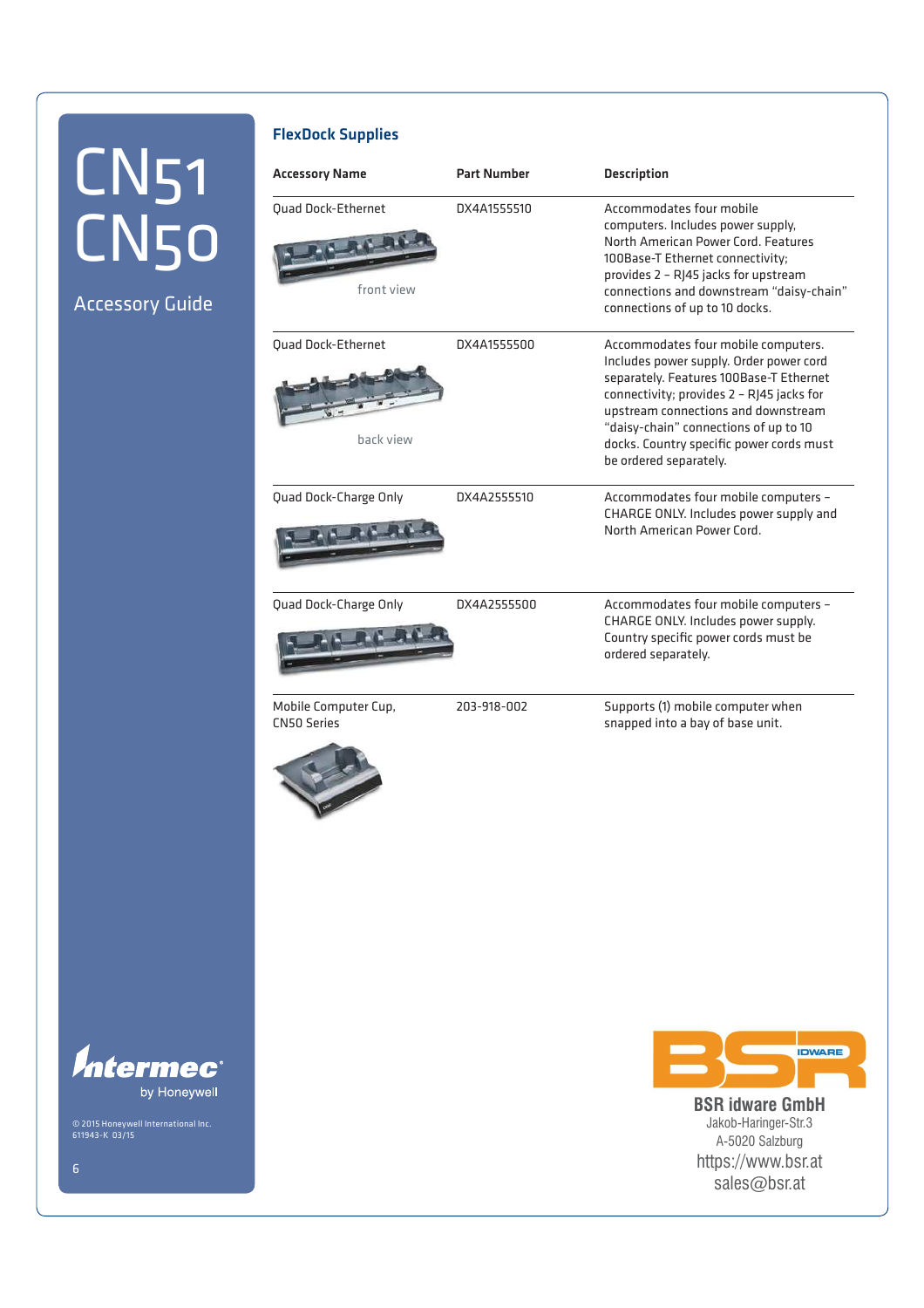# CN51 CN50

Accessory Guide

## FlexDock Supplies

| Accessory Name | Part Number | Description |
|---|---|---|
| Quad Dock-Ethernet<br>front view | DX4A1555510 | Accommodates four mobile computers. Includes power supply, North American Power Cord. Features 100Base-T Ethernet connectivity; provides 2 – RJ45 jacks for upstream connections and downstream "daisy-chain" connections of up to 10 docks. |
| Quad Dock-Ethernet<br>back view | DX4A1555500 | Accommodates four mobile computers. Includes power supply. Order power cord separately. Features 100Base-T Ethernet connectivity; provides 2 – RJ45 jacks for upstream connections and downstream "daisy-chain" connections of up to 10 docks. Country specific power cords must be ordered separately. |
| Quad Dock-Charge Only | DX4A2555510 | Accommodates four mobile computers – CHARGE ONLY. Includes power supply and North American Power Cord. |
| Quad Dock-Charge Only | DX4A2555500 | Accommodates four mobile computers – CHARGE ONLY. Includes power supply. Country specific power cords must be ordered separately. |
| Mobile Computer Cup, CN50 Series | 203-918-002 | Supports (1) mobile computer when snapped into a bay of base unit. |

Intermec by Honeywell

© 2015 Honeywell International Inc.
611943-K 03/15

BSR idware GmbH
Jakob-Haringer-Str.3
A-5020 Salzburg
https://www.bsr.at
sales@bsr.at